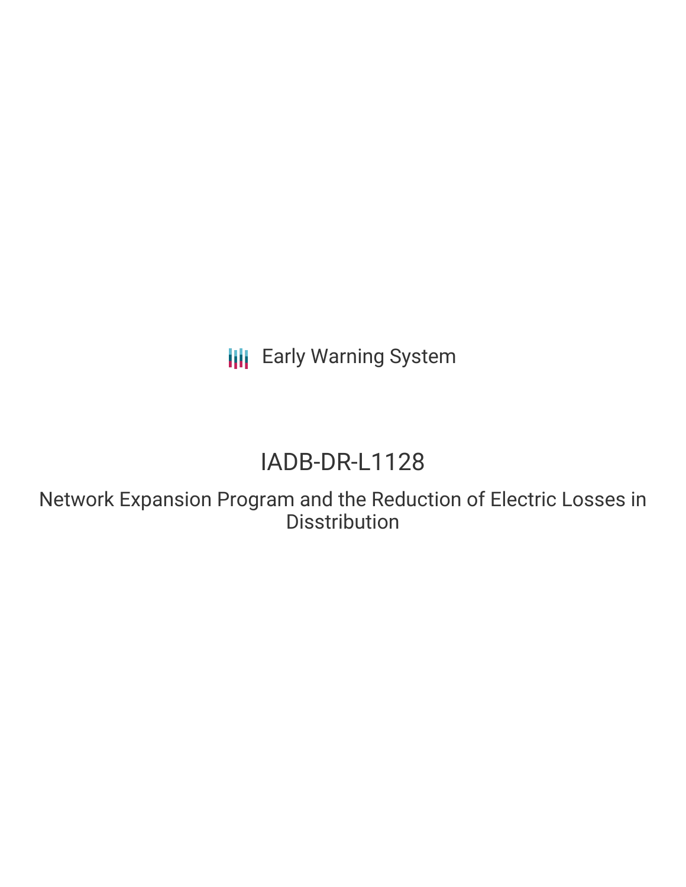Early Warning System

# IADB-DR-L1128

## Network Expansion Program and the Reduction of Electric Losses in Disstribution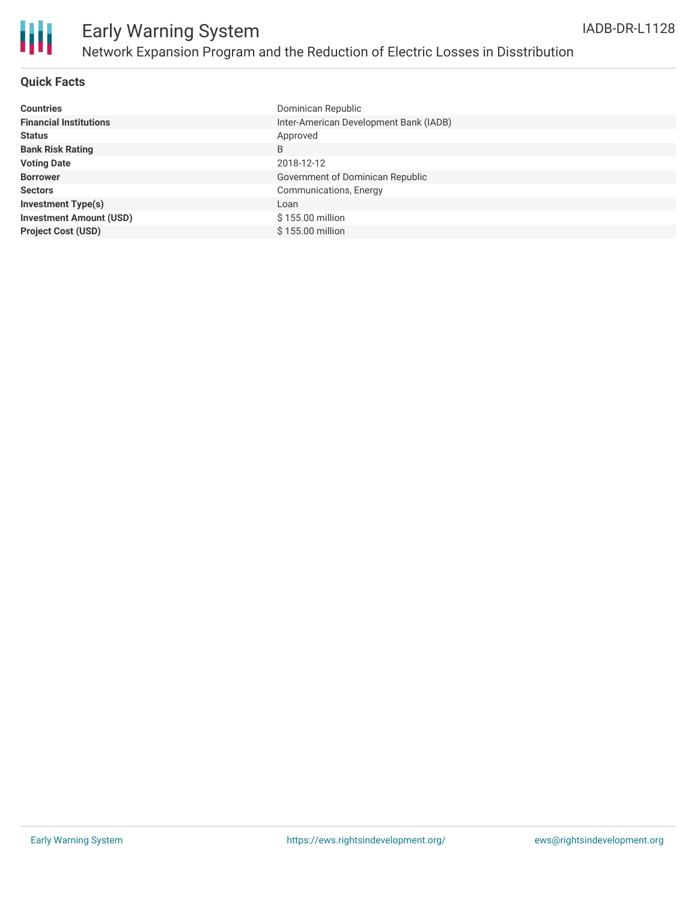## Quick Facts

| | |
|---|---|
| **Countries** | Dominican Republic |
| **Financial Institutions** | Inter-American Development Bank (IADB) |
| **Status** | Approved |
| **Bank Risk Rating** | B |
| **Voting Date** | 2018-12-12 |
| **Borrower** | Government of Dominican Republic |
| **Sectors** | Communications, Energy |
| **Investment Type(s)** | Loan |
| **Investment Amount (USD)** | $ 155.00 million |
| **Project Cost (USD)** | $ 155.00 million |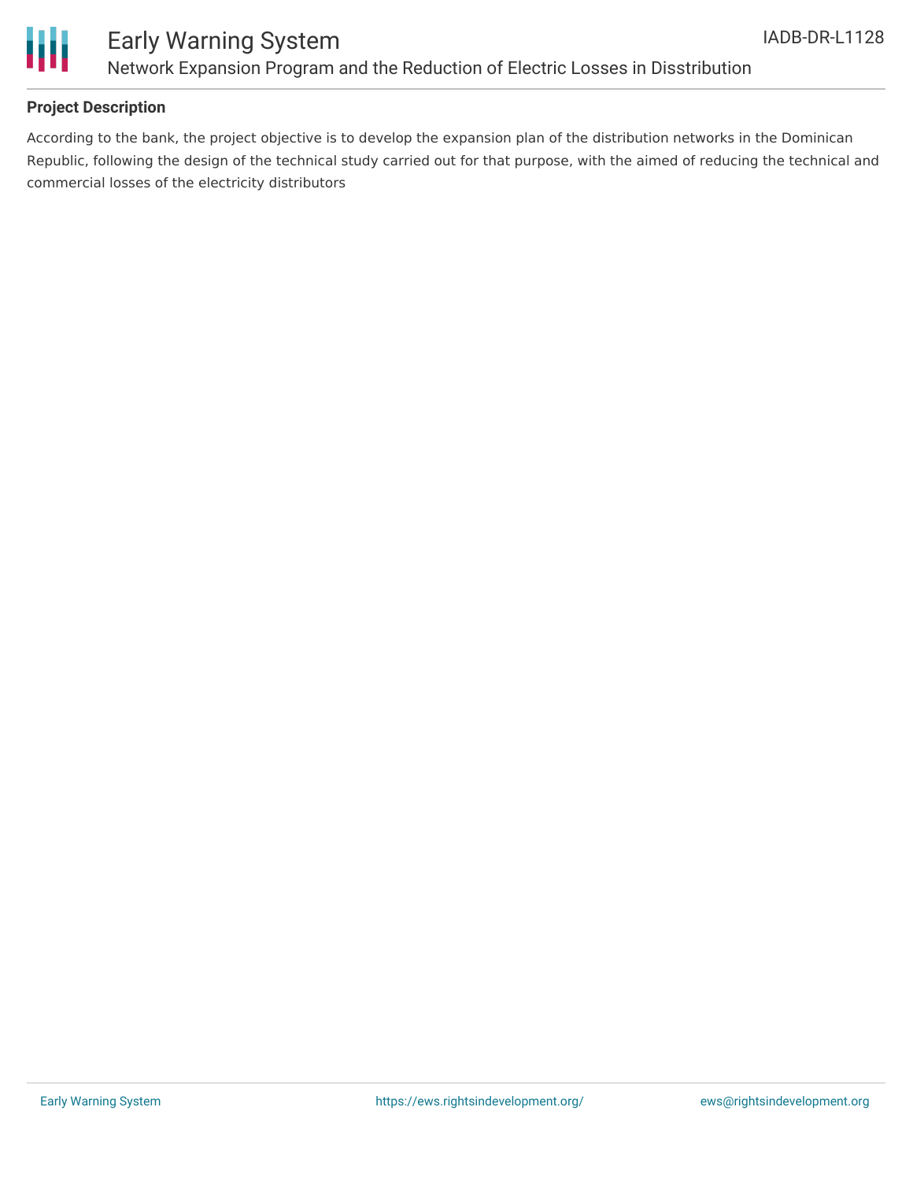## Project Description

According to the bank, the project objective is to develop the expansion plan of the distribution networks in the Dominican Republic, following the design of the technical study carried out for that purpose, with the aimed of reducing the technical and commercial losses of the electricity distributors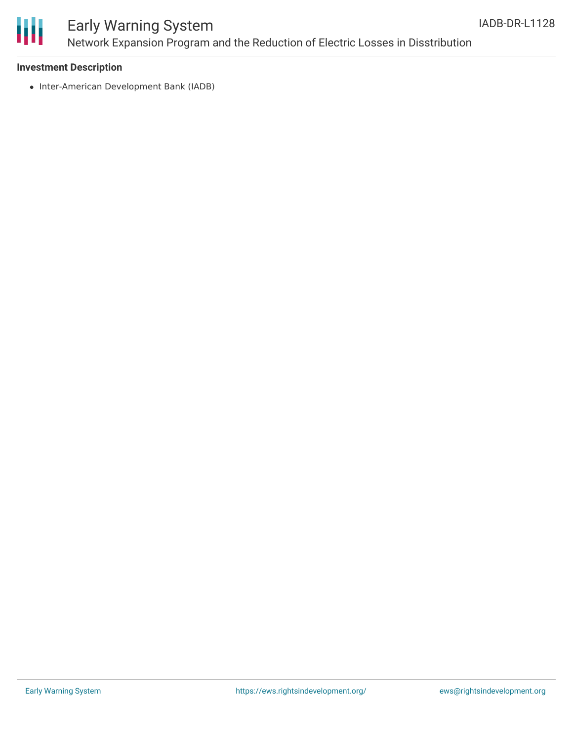**Investment Description**

- Inter-American Development Bank (IADB)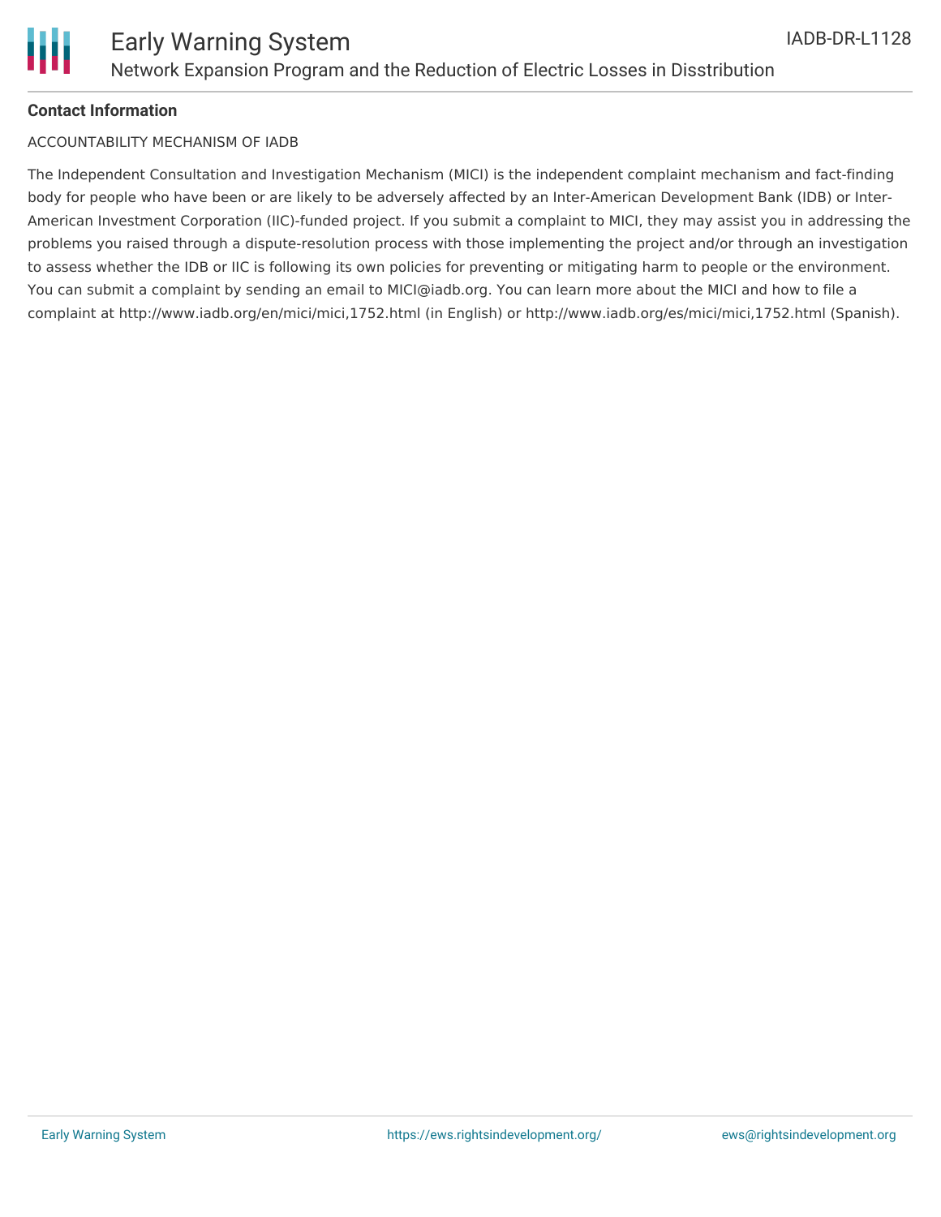**Contact Information**

ACCOUNTABILITY MECHANISM OF IADB

The Independent Consultation and Investigation Mechanism (MICI) is the independent complaint mechanism and fact-finding body for people who have been or are likely to be adversely affected by an Inter-American Development Bank (IDB) or Inter-American Investment Corporation (IIC)-funded project. If you submit a complaint to MICI, they may assist you in addressing the problems you raised through a dispute-resolution process with those implementing the project and/or through an investigation to assess whether the IDB or IIC is following its own policies for preventing or mitigating harm to people or the environment. You can submit a complaint by sending an email to MICI@iadb.org. You can learn more about the MICI and how to file a complaint at http://www.iadb.org/en/mici/mici,1752.html (in English) or http://www.iadb.org/es/mici/mici,1752.html (Spanish).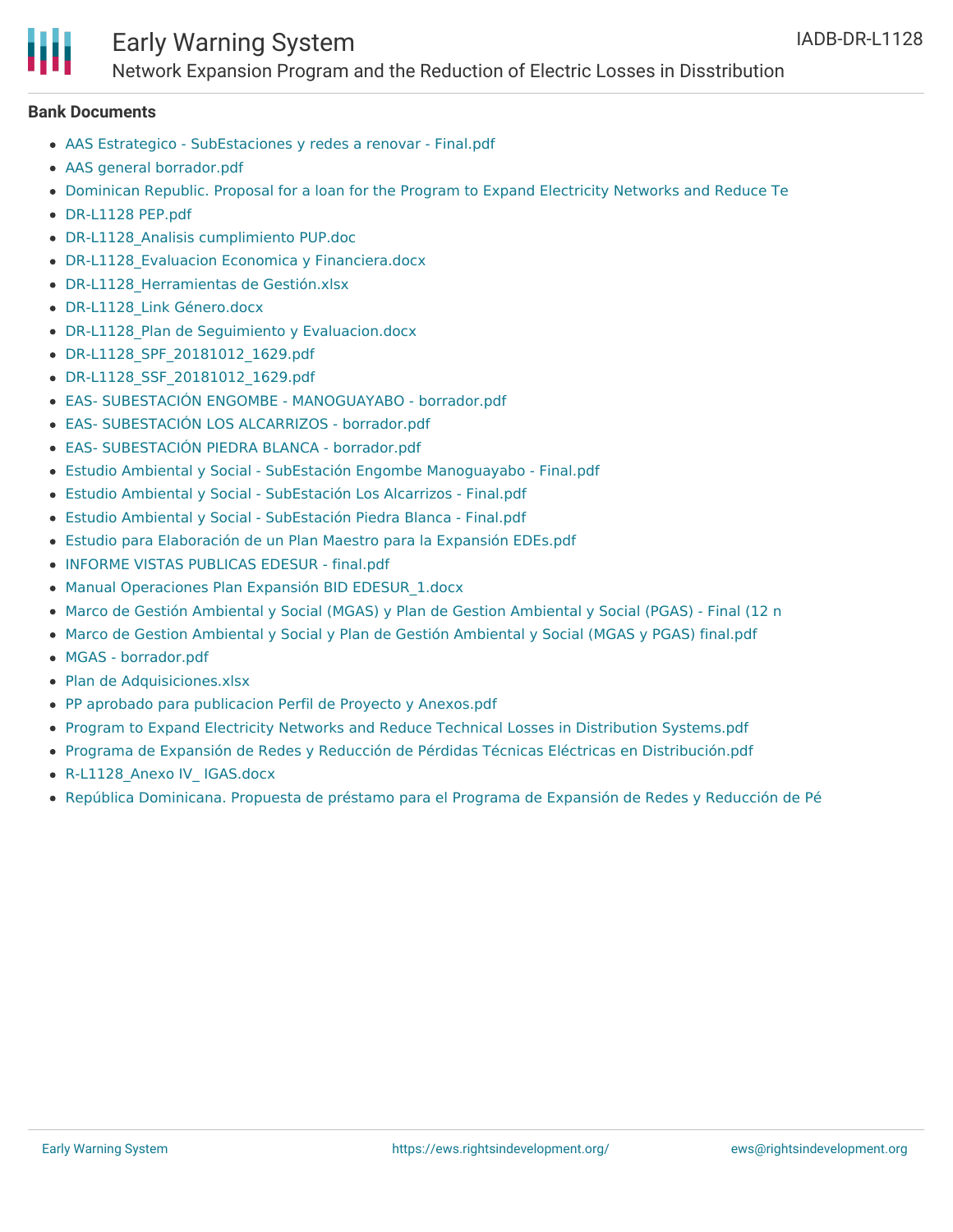**Bank Documents**

- AAS Estrategico - SubEstaciones y redes a renovar - Final.pdf
- AAS general borrador.pdf
- Dominican Republic. Proposal for a loan for the Program to Expand Electricity Networks and Reduce Te
- DR-L1128 PEP.pdf
- DR-L1128_Analisis cumplimiento PUP.doc
- DR-L1128_Evaluacion Economica y Financiera.docx
- DR-L1128_Herramientas de Gestión.xlsx
- DR-L1128_Link Género.docx
- DR-L1128_Plan de Seguimiento y Evaluacion.docx
- DR-L1128_SPF_20181012_1629.pdf
- DR-L1128_SSF_20181012_1629.pdf
- EAS- SUBESTACIÓN ENGOMBE - MANOGUAYABO - borrador.pdf
- EAS- SUBESTACIÓN LOS ALCARRIZOS - borrador.pdf
- EAS- SUBESTACIÓN PIEDRA BLANCA - borrador.pdf
- Estudio Ambiental y Social - SubEstación Engombe Manoguayabo - Final.pdf
- Estudio Ambiental y Social - SubEstación Los Alcarrizos - Final.pdf
- Estudio Ambiental y Social - SubEstación Piedra Blanca - Final.pdf
- Estudio para Elaboración de un Plan Maestro para la Expansión EDEs.pdf
- INFORME VISTAS PUBLICAS EDESUR - final.pdf
- Manual Operaciones Plan Expansión BID EDESUR_1.docx
- Marco de Gestión Ambiental y Social (MGAS) y Plan de Gestion Ambiental y Social (PGAS) - Final (12 n
- Marco de Gestion Ambiental y Social y Plan de Gestión Ambiental y Social (MGAS y PGAS) final.pdf
- MGAS - borrador.pdf
- Plan de Adquisiciones.xlsx
- PP aprobado para publicacion Perfil de Proyecto y Anexos.pdf
- Program to Expand Electricity Networks and Reduce Technical Losses in Distribution Systems.pdf
- Programa de Expansión de Redes y Reducción de Pérdidas Técnicas Eléctricas en Distribución.pdf
- R-L1128_Anexo IV_ IGAS.docx
- República Dominicana. Propuesta de préstamo para el Programa de Expansión de Redes y Reducción de Pé